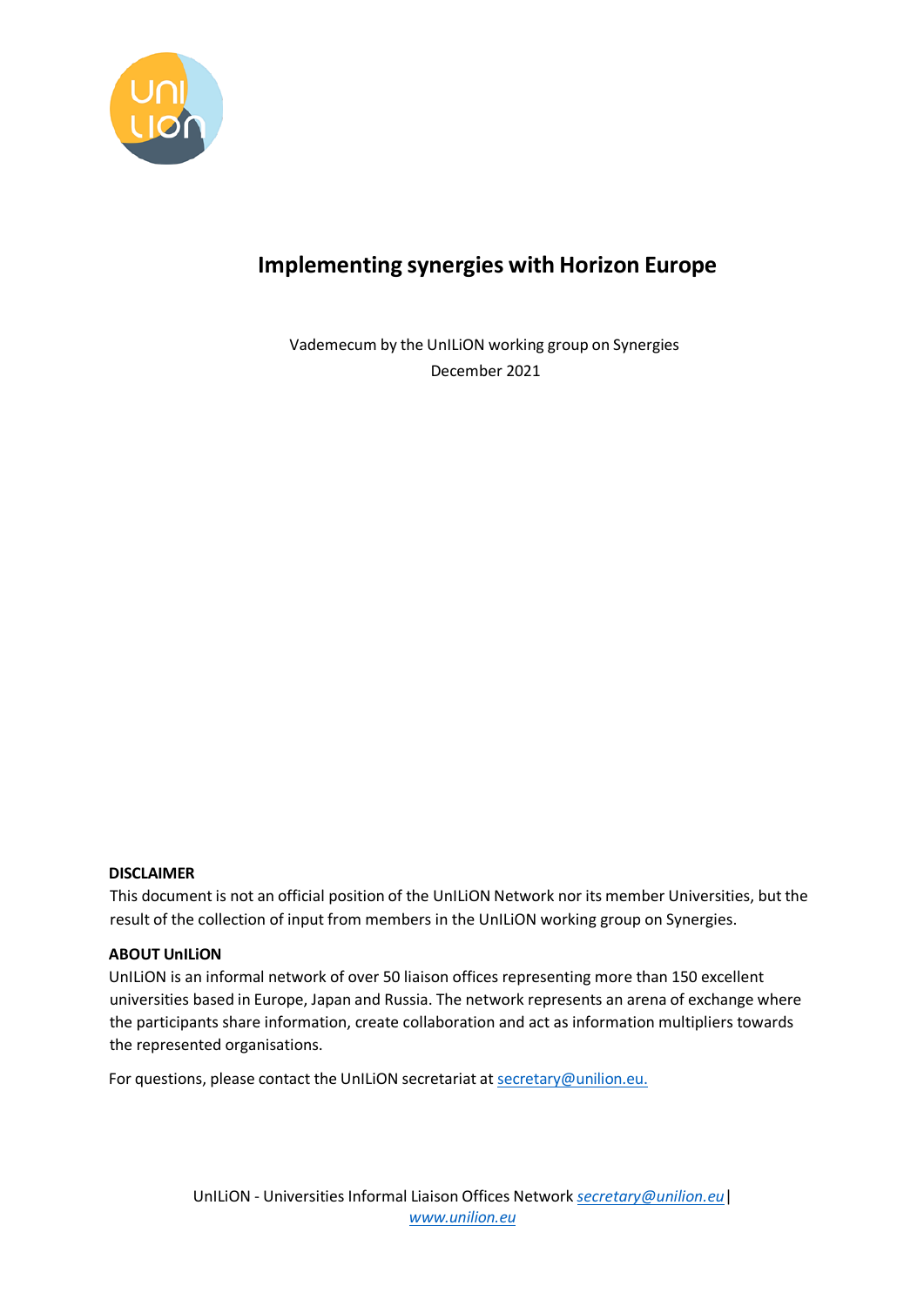# Implementing synergies with Horizon Europe

Vademecum by the UnILiON working group on Synergies
December 2021

**DISCLAIMER**

This document is not an official position of the UnILiON Network nor its member Universities, but the result of the collection of input from members in the UnILiON working group on Synergies.

**ABOUT UnILiON**

UnILiON is an informal network of over 50 liaison offices representing more than 150 excellent universities based in Europe, Japan and Russia. The network represents an arena of exchange where the participants share information, create collaboration and act as information multipliers towards the represented organisations.

For questions, please contact the UnILiON secretariat at secretary@unilion.eu.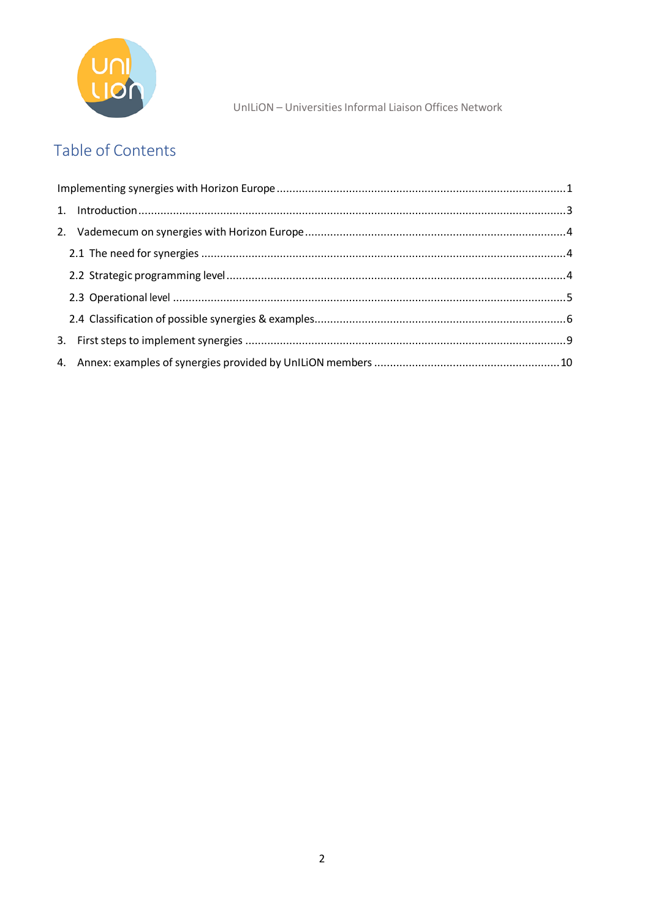# Table of Contents

Implementing synergies with Horizon Europe ....................................................................................1

1. Introduction ....................................................................................................................3
2. Vademecum on synergies with Horizon Europe .................................................................4
   - 2.1 The need for synergies ..............................................................................................4
   - 2.2 Strategic programming level .....................................................................................4
   - 2.3 Operational level .......................................................................................................5
   - 2.4 Classification of possible synergies & examples ........................................................6
3. First steps to implement synergies ....................................................................................9
4. Annex: examples of synergies provided by UnILiON members .........................................10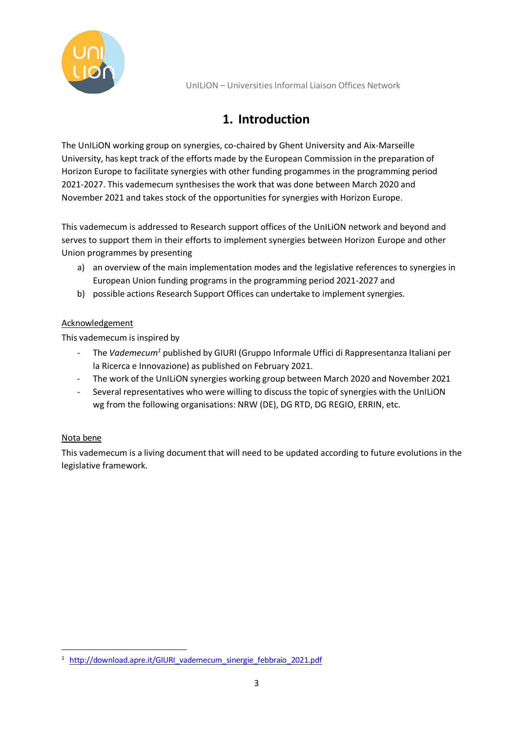# 1. Introduction

The UnILiON working group on synergies, co-chaired by Ghent University and Aix-Marseille University, has kept track of the efforts made by the European Commission in the preparation of Horizon Europe to facilitate synergies with other funding progammes in the programming period 2021-2027. This vademecum synthesises the work that was done between March 2020 and November 2021 and takes stock of the opportunities for synergies with Horizon Europe.

This vademecum is addressed to Research support offices of the UnILiON network and beyond and serves to support them in their efforts to implement synergies between Horizon Europe and other Union programmes by presenting

a) an overview of the main implementation modes and the legislative references to synergies in European Union funding programs in the programming period 2021-2027 and
b) possible actions Research Support Offices can undertake to implement synergies.

Acknowledgement

This vademecum is inspired by

- The *Vademecum*[1] published by GIURI (Gruppo Informale Uffici di Rappresentanza Italiani per la Ricerca e Innovazione) as published on February 2021.
- The work of the UnILiON synergies working group between March 2020 and November 2021
- Several representatives who were willing to discuss the topic of synergies with the UnILiON wg from the following organisations: NRW (DE), DG RTD, DG REGIO, ERRIN, etc.

Nota bene

This vademecum is a living document that will need to be updated according to future evolutions in the legislative framework.

[1] http://download.apre.it/GIURI_vademecum_sinergie_febbraio_2021.pdf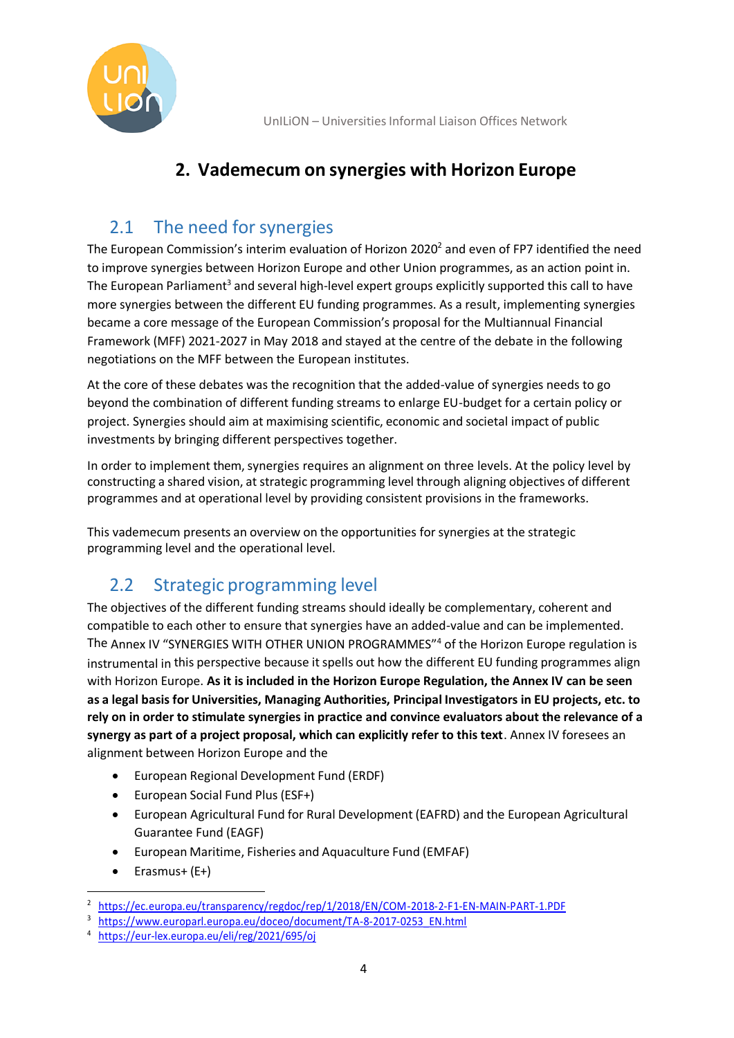# 2. Vademecum on synergies with Horizon Europe

## 2.1 The need for synergies

The European Commission's interim evaluation of Horizon 2020[2] and even of FP7 identified the need to improve synergies between Horizon Europe and other Union programmes, as an action point in. The European Parliament[3] and several high-level expert groups explicitly supported this call to have more synergies between the different EU funding programmes. As a result, implementing synergies became a core message of the European Commission's proposal for the Multiannual Financial Framework (MFF) 2021-2027 in May 2018 and stayed at the centre of the debate in the following negotiations on the MFF between the European institutes.

At the core of these debates was the recognition that the added-value of synergies needs to go beyond the combination of different funding streams to enlarge EU-budget for a certain policy or project. Synergies should aim at maximising scientific, economic and societal impact of public investments by bringing different perspectives together.

In order to implement them, synergies requires an alignment on three levels. At the policy level by constructing a shared vision, at strategic programming level through aligning objectives of different programmes and at operational level by providing consistent provisions in the frameworks.

This vademecum presents an overview on the opportunities for synergies at the strategic programming level and the operational level.

## 2.2 Strategic programming level

The objectives of the different funding streams should ideally be complementary, coherent and compatible to each other to ensure that synergies have an added-value and can be implemented. The Annex IV "SYNERGIES WITH OTHER UNION PROGRAMMES"[4] of the Horizon Europe regulation is instrumental in this perspective because it spells out how the different EU funding programmes align with Horizon Europe. **As it is included in the Horizon Europe Regulation, the Annex IV can be seen as a legal basis for Universities, Managing Authorities, Principal Investigators in EU projects, etc. to rely on in order to stimulate synergies in practice and convince evaluators about the relevance of a synergy as part of a project proposal, which can explicitly refer to this text**. Annex IV foresees an alignment between Horizon Europe and the

- European Regional Development Fund (ERDF)
- European Social Fund Plus (ESF+)
- European Agricultural Fund for Rural Development (EAFRD) and the European Agricultural Guarantee Fund (EAGF)
- European Maritime, Fisheries and Aquaculture Fund (EMFAF)
- Erasmus+ (E+)

---

[2] https://ec.europa.eu/transparency/regdoc/rep/1/2018/EN/COM-2018-2-F1-EN-MAIN-PART-1.PDF

[3] https://www.europarl.europa.eu/doceo/document/TA-8-2017-0253_EN.html

[4] https://eur-lex.europa.eu/eli/reg/2021/695/oj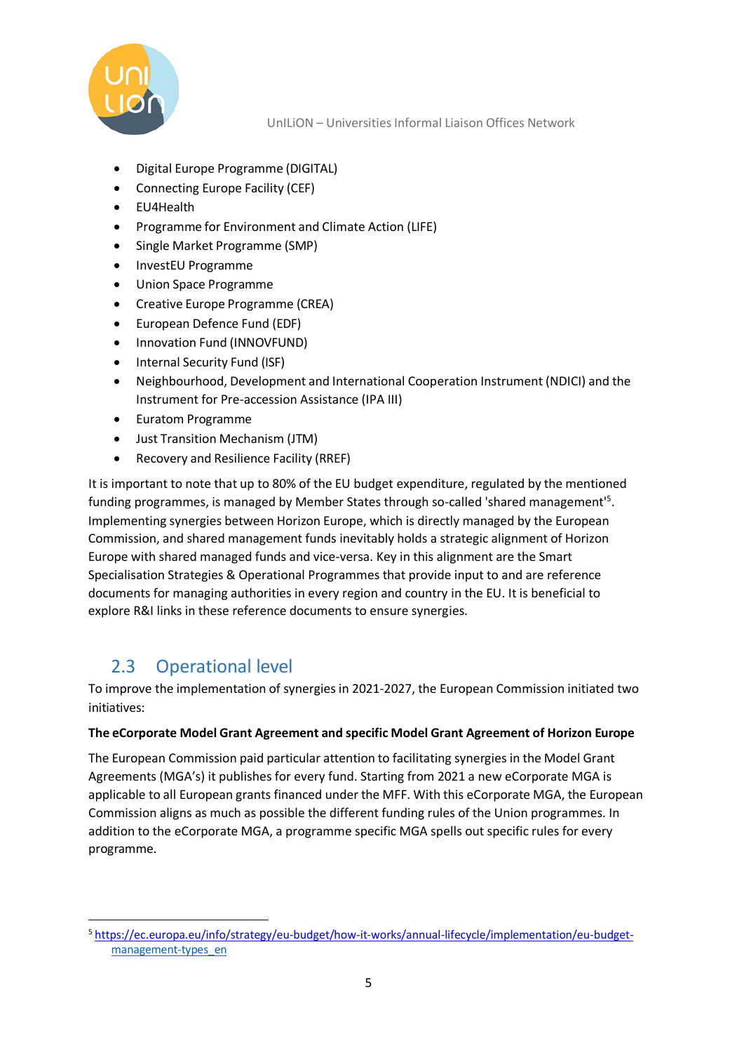- Digital Europe Programme (DIGITAL)
- Connecting Europe Facility (CEF)
- EU4Health
- Programme for Environment and Climate Action (LIFE)
- Single Market Programme (SMP)
- InvestEU Programme
- Union Space Programme
- Creative Europe Programme (CREA)
- European Defence Fund (EDF)
- Innovation Fund (INNOVFUND)
- Internal Security Fund (ISF)
- Neighbourhood, Development and International Cooperation Instrument (NDICI) and the Instrument for Pre-accession Assistance (IPA III)
- Euratom Programme
- Just Transition Mechanism (JTM)
- Recovery and Resilience Facility (RREF)

It is important to note that up to 80% of the EU budget expenditure, regulated by the mentioned funding programmes, is managed by Member States through so-called 'shared management'[5]. Implementing synergies between Horizon Europe, which is directly managed by the European Commission, and shared management funds inevitably holds a strategic alignment of Horizon Europe with shared managed funds and vice-versa. Key in this alignment are the Smart Specialisation Strategies & Operational Programmes that provide input to and are reference documents for managing authorities in every region and country in the EU. It is beneficial to explore R&I links in these reference documents to ensure synergies.

## 2.3 Operational level

To improve the implementation of synergies in 2021-2027, the European Commission initiated two initiatives:

**The eCorporate Model Grant Agreement and specific Model Grant Agreement of Horizon Europe**

The European Commission paid particular attention to facilitating synergies in the Model Grant Agreements (MGA's) it publishes for every fund. Starting from 2021 a new eCorporate MGA is applicable to all European grants financed under the MFF. With this eCorporate MGA, the European Commission aligns as much as possible the different funding rules of the Union programmes. In addition to the eCorporate MGA, a programme specific MGA spells out specific rules for every programme.

[5] https://ec.europa.eu/info/strategy/eu-budget/how-it-works/annual-lifecycle/implementation/eu-budget-management-types_en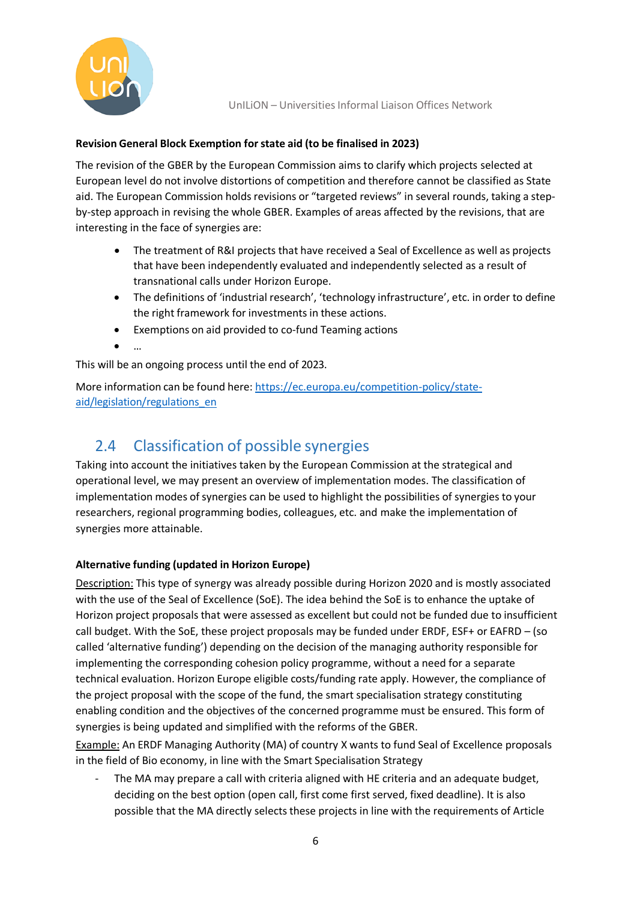**Revision General Block Exemption for state aid (to be finalised in 2023)**

The revision of the GBER by the European Commission aims to clarify which projects selected at European level do not involve distortions of competition and therefore cannot be classified as State aid. The European Commission holds revisions or "targeted reviews" in several rounds, taking a step-by-step approach in revising the whole GBER. Examples of areas affected by the revisions, that are interesting in the face of synergies are:

- The treatment of R&I projects that have received a Seal of Excellence as well as projects that have been independently evaluated and independently selected as a result of transnational calls under Horizon Europe.
- The definitions of 'industrial research', 'technology infrastructure', etc. in order to define the right framework for investments in these actions.
- Exemptions on aid provided to co-fund Teaming actions
- …

This will be an ongoing process until the end of 2023.

More information can be found here: [https://ec.europa.eu/competition-policy/state-aid/legislation/regulations_en](https://ec.europa.eu/competition-policy/state-aid/legislation/regulations_en)

## 2.4 Classification of possible synergies

Taking into account the initiatives taken by the European Commission at the strategical and operational level, we may present an overview of implementation modes. The classification of implementation modes of synergies can be used to highlight the possibilities of synergies to your researchers, regional programming bodies, colleagues, etc. and make the implementation of synergies more attainable.

**Alternative funding (updated in Horizon Europe)**

Description: This type of synergy was already possible during Horizon 2020 and is mostly associated with the use of the Seal of Excellence (SoE). The idea behind the SoE is to enhance the uptake of Horizon project proposals that were assessed as excellent but could not be funded due to insufficient call budget. With the SoE, these project proposals may be funded under ERDF, ESF+ or EAFRD – (so called 'alternative funding') depending on the decision of the managing authority responsible for implementing the corresponding cohesion policy programme, without a need for a separate technical evaluation. Horizon Europe eligible costs/funding rate apply. However, the compliance of the project proposal with the scope of the fund, the smart specialisation strategy constituting enabling condition and the objectives of the concerned programme must be ensured. This form of synergies is being updated and simplified with the reforms of the GBER.

Example: An ERDF Managing Authority (MA) of country X wants to fund Seal of Excellence proposals in the field of Bio economy, in line with the Smart Specialisation Strategy

- The MA may prepare a call with criteria aligned with HE criteria and an adequate budget, deciding on the best option (open call, first come first served, fixed deadline). It is also possible that the MA directly selects these projects in line with the requirements of Article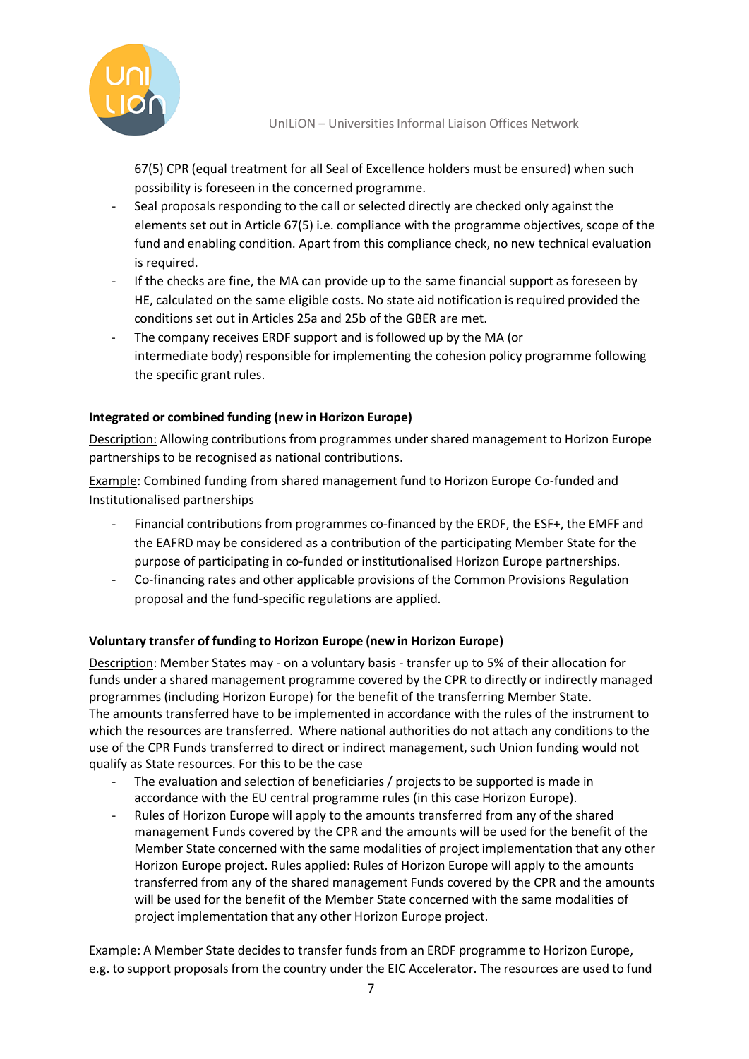67(5) CPR (equal treatment for all Seal of Excellence holders must be ensured) when such possibility is foreseen in the concerned programme.

- Seal proposals responding to the call or selected directly are checked only against the elements set out in Article 67(5) i.e. compliance with the programme objectives, scope of the fund and enabling condition. Apart from this compliance check, no new technical evaluation is required.
- If the checks are fine, the MA can provide up to the same financial support as foreseen by HE, calculated on the same eligible costs. No state aid notification is required provided the conditions set out in Articles 25a and 25b of the GBER are met.
- The company receives ERDF support and is followed up by the MA (or intermediate body) responsible for implementing the cohesion policy programme following the specific grant rules.

**Integrated or combined funding (new in Horizon Europe)**

Description: Allowing contributions from programmes under shared management to Horizon Europe partnerships to be recognised as national contributions.

Example: Combined funding from shared management fund to Horizon Europe Co-funded and Institutionalised partnerships

- Financial contributions from programmes co-financed by the ERDF, the ESF+, the EMFF and the EAFRD may be considered as a contribution of the participating Member State for the purpose of participating in co-funded or institutionalised Horizon Europe partnerships.
- Co-financing rates and other applicable provisions of the Common Provisions Regulation proposal and the fund-specific regulations are applied.

**Voluntary transfer of funding to Horizon Europe (new in Horizon Europe)**

Description: Member States may - on a voluntary basis - transfer up to 5% of their allocation for funds under a shared management programme covered by the CPR to directly or indirectly managed programmes (including Horizon Europe) for the benefit of the transferring Member State.
The amounts transferred have to be implemented in accordance with the rules of the instrument to which the resources are transferred. Where national authorities do not attach any conditions to the use of the CPR Funds transferred to direct or indirect management, such Union funding would not qualify as State resources. For this to be the case

- The evaluation and selection of beneficiaries / projects to be supported is made in accordance with the EU central programme rules (in this case Horizon Europe).
- Rules of Horizon Europe will apply to the amounts transferred from any of the shared management Funds covered by the CPR and the amounts will be used for the benefit of the Member State concerned with the same modalities of project implementation that any other Horizon Europe project. Rules applied: Rules of Horizon Europe will apply to the amounts transferred from any of the shared management Funds covered by the CPR and the amounts will be used for the benefit of the Member State concerned with the same modalities of project implementation that any other Horizon Europe project.

Example: A Member State decides to transfer funds from an ERDF programme to Horizon Europe, e.g. to support proposals from the country under the EIC Accelerator. The resources are used to fund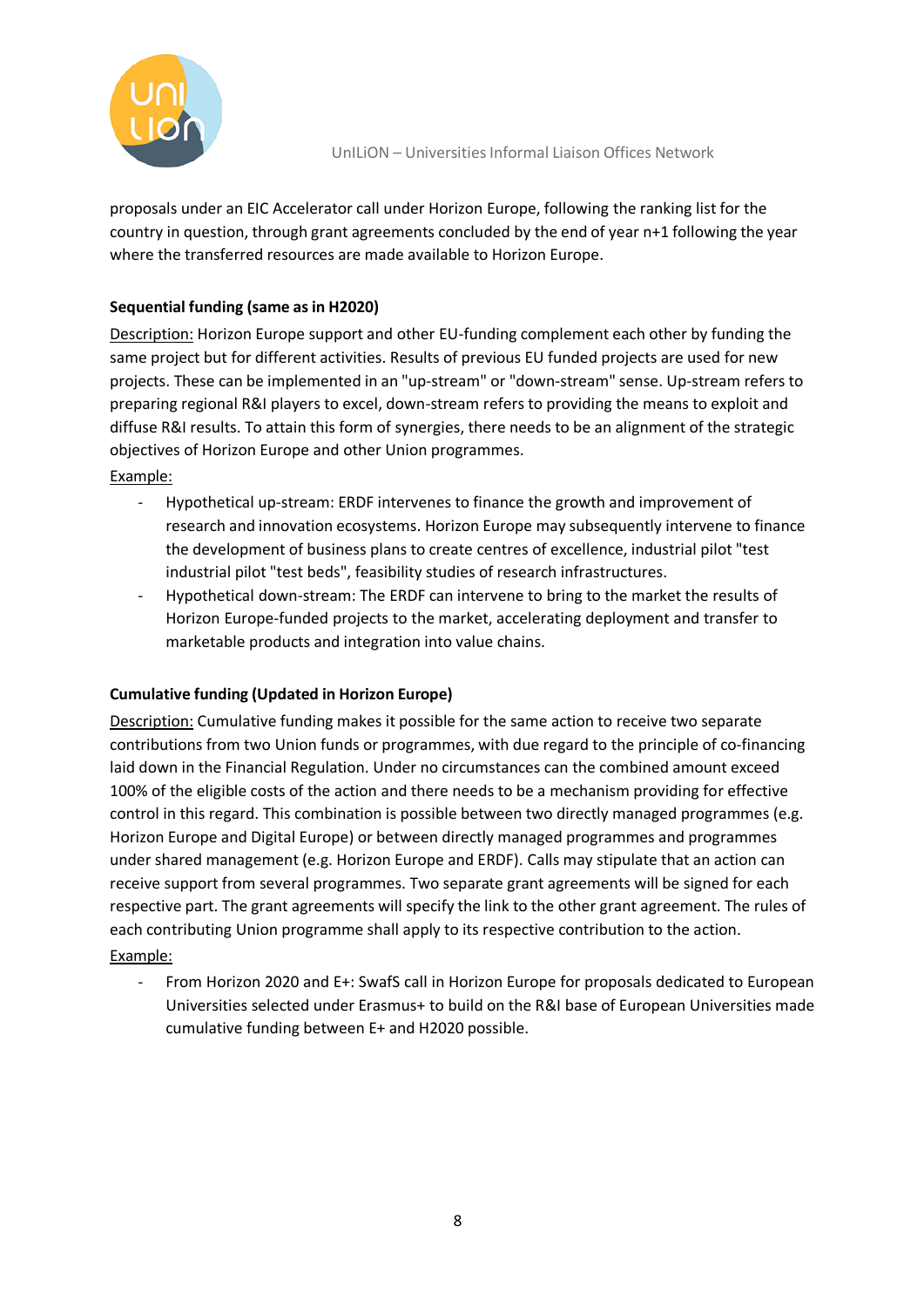proposals under an EIC Accelerator call under Horizon Europe, following the ranking list for the country in question, through grant agreements concluded by the end of year n+1 following the year where the transferred resources are made available to Horizon Europe.

**Sequential funding (same as in H2020)**

Description: Horizon Europe support and other EU-funding complement each other by funding the same project but for different activities. Results of previous EU funded projects are used for new projects. These can be implemented in an "up-stream" or "down-stream" sense. Up-stream refers to preparing regional R&I players to excel, down-stream refers to providing the means to exploit and diffuse R&I results. To attain this form of synergies, there needs to be an alignment of the strategic objectives of Horizon Europe and other Union programmes.

Example:

- Hypothetical up-stream: ERDF intervenes to finance the growth and improvement of research and innovation ecosystems. Horizon Europe may subsequently intervene to finance the development of business plans to create centres of excellence, industrial pilot "test industrial pilot "test beds", feasibility studies of research infrastructures.
- Hypothetical down-stream: The ERDF can intervene to bring to the market the results of Horizon Europe-funded projects to the market, accelerating deployment and transfer to marketable products and integration into value chains.

**Cumulative funding (Updated in Horizon Europe)**

Description: Cumulative funding makes it possible for the same action to receive two separate contributions from two Union funds or programmes, with due regard to the principle of co-financing laid down in the Financial Regulation. Under no circumstances can the combined amount exceed 100% of the eligible costs of the action and there needs to be a mechanism providing for effective control in this regard. This combination is possible between two directly managed programmes (e.g. Horizon Europe and Digital Europe) or between directly managed programmes and programmes under shared management (e.g. Horizon Europe and ERDF). Calls may stipulate that an action can receive support from several programmes. Two separate grant agreements will be signed for each respective part. The grant agreements will specify the link to the other grant agreement. The rules of each contributing Union programme shall apply to its respective contribution to the action.

Example:

- From Horizon 2020 and E+: SwafS call in Horizon Europe for proposals dedicated to European Universities selected under Erasmus+ to build on the R&I base of European Universities made cumulative funding between E+ and H2020 possible.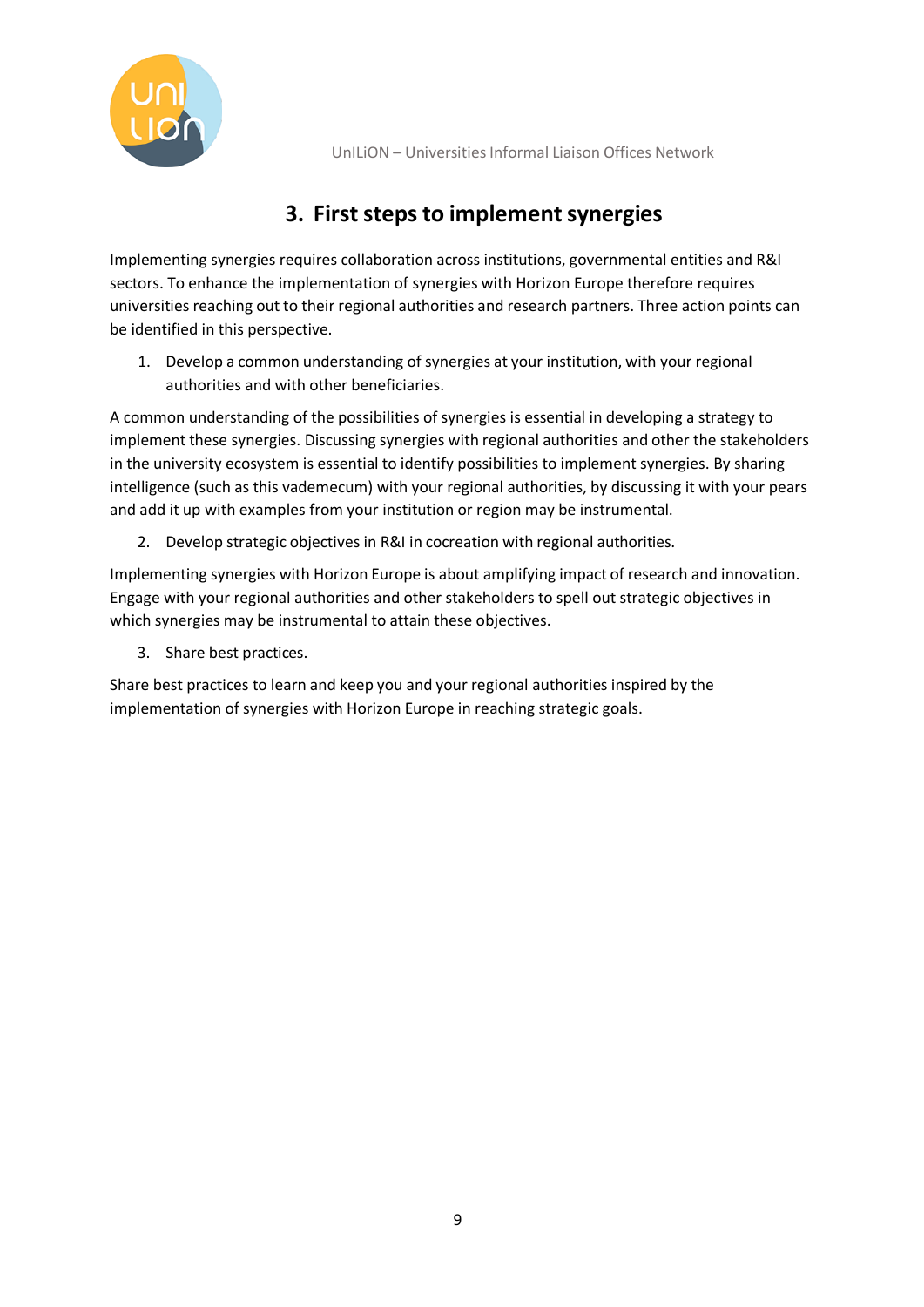## 3. First steps to implement synergies

Implementing synergies requires collaboration across institutions, governmental entities and R&I sectors. To enhance the implementation of synergies with Horizon Europe therefore requires universities reaching out to their regional authorities and research partners. Three action points can be identified in this perspective.

1. Develop a common understanding of synergies at your institution, with your regional authorities and with other beneficiaries.

A common understanding of the possibilities of synergies is essential in developing a strategy to implement these synergies. Discussing synergies with regional authorities and other the stakeholders in the university ecosystem is essential to identify possibilities to implement synergies. By sharing intelligence (such as this vademecum) with your regional authorities, by discussing it with your pears and add it up with examples from your institution or region may be instrumental.

2. Develop strategic objectives in R&I in cocreation with regional authorities.

Implementing synergies with Horizon Europe is about amplifying impact of research and innovation. Engage with your regional authorities and other stakeholders to spell out strategic objectives in which synergies may be instrumental to attain these objectives.

3. Share best practices.

Share best practices to learn and keep you and your regional authorities inspired by the implementation of synergies with Horizon Europe in reaching strategic goals.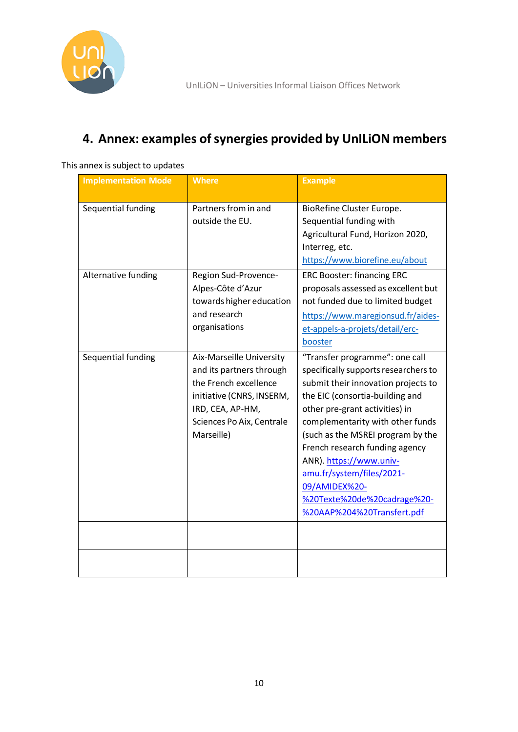## 4. Annex: examples of synergies provided by UnILiON members

This annex is subject to updates

| Implementation Mode | Where | Example |
|---|---|---|
| Sequential funding | Partners from in and outside the EU. | BioRefine Cluster Europe. Sequential funding with Agricultural Fund, Horizon 2020, Interreg, etc. https://www.biorefine.eu/about |
| Alternative funding | Region Sud-Provence-Alpes-Côte d'Azur towards higher education and research organisations | ERC Booster: financing ERC proposals assessed as excellent but not funded due to limited budget https://www.maregionsud.fr/aides-et-appels-a-projets/detail/erc-booster |
| Sequential funding | Aix-Marseille University and its partners through the French excellence initiative (CNRS, INSERM, IRD, CEA, AP-HM, Sciences Po Aix, Centrale Marseille) | "Transfer programme": one call specifically supports researchers to submit their innovation projects to the EIC (consortia-building and other pre-grant activities) in complementarity with other funds (such as the MSREI program by the French research funding agency ANR). https://www.univ-amu.fr/system/files/2021-09/AMIDEX%20-%20Texte%20de%20cadrage%20-%20AAP%204%20Transfert.pdf |
| | | |
| | | |